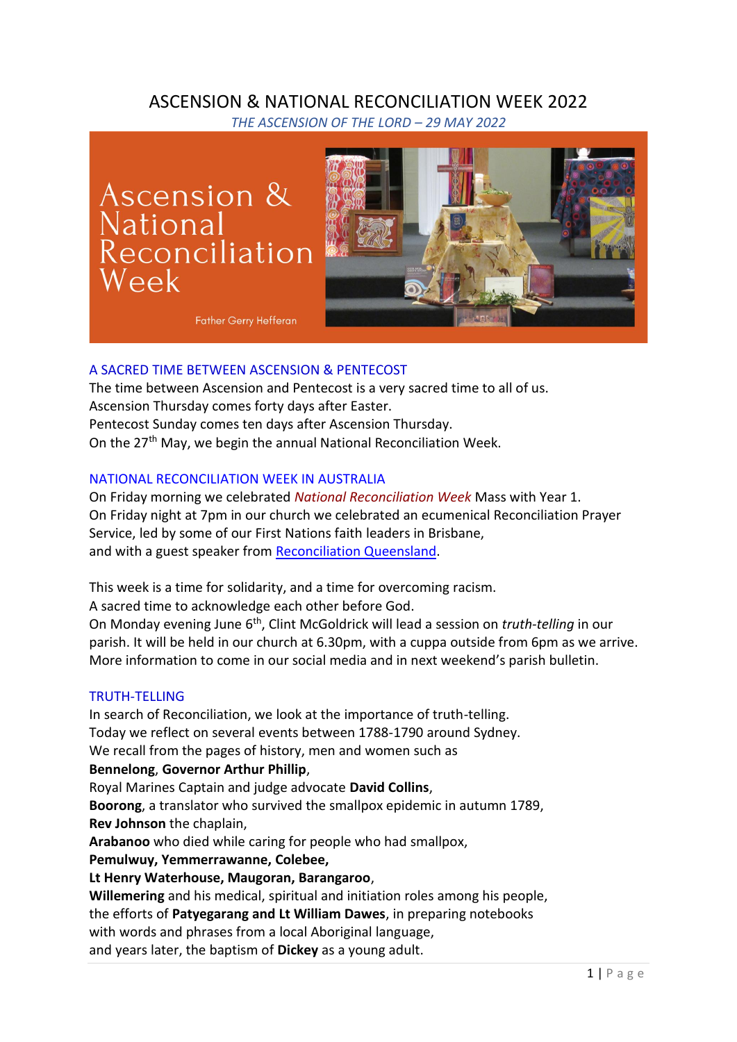# ASCENSION & NATIONAL RECONCILIATION WEEK 2022

*THE ASCENSION OF THE LORD – 29 MAY 2022*

Ascension & National Reconciliation Week

Father Gerry Hefferan

## A SACRED TIME BETWEEN ASCENSION & PENTECOST

The time between Ascension and Pentecost is a very sacred time to all of us.
Ascension Thursday comes forty days after Easter.
Pentecost Sunday comes ten days after Ascension Thursday.
On the 27th May, we begin the annual National Reconciliation Week.

## NATIONAL RECONCILIATION WEEK IN AUSTRALIA

On Friday morning we celebrated *National Reconciliation Week* Mass with Year 1.
On Friday night at 7pm in our church we celebrated an ecumenical Reconciliation Prayer Service, led by some of our First Nations faith leaders in Brisbane,
and with a guest speaker from Reconciliation Queensland.

This week is a time for solidarity, and a time for overcoming racism.
A sacred time to acknowledge each other before God.
On Monday evening June 6th, Clint McGoldrick will lead a session on *truth-telling* in our parish. It will be held in our church at 6.30pm, with a cuppa outside from 6pm as we arrive.
More information to come in our social media and in next weekend's parish bulletin.

## TRUTH-TELLING

In search of Reconciliation, we look at the importance of truth-telling.
Today we reflect on several events between 1788-1790 around Sydney.
We recall from the pages of history, men and women such as
**Bennelong**, **Governor Arthur Phillip**,
Royal Marines Captain and judge advocate **David Collins**,
**Boorong**, a translator who survived the smallpox epidemic in autumn 1789,
**Rev Johnson** the chaplain,
**Arabanoo** who died while caring for people who had smallpox,
**Pemulwuy, Yemmerrawanne, Colebee,**
**Lt Henry Waterhouse, Maugoran, Barangaroo**,
**Willemering** and his medical, spiritual and initiation roles among his people,
the efforts of **Patyegarang and Lt William Dawes**, in preparing notebooks
with words and phrases from a local Aboriginal language,
and years later, the baptism of **Dickey** as a young adult.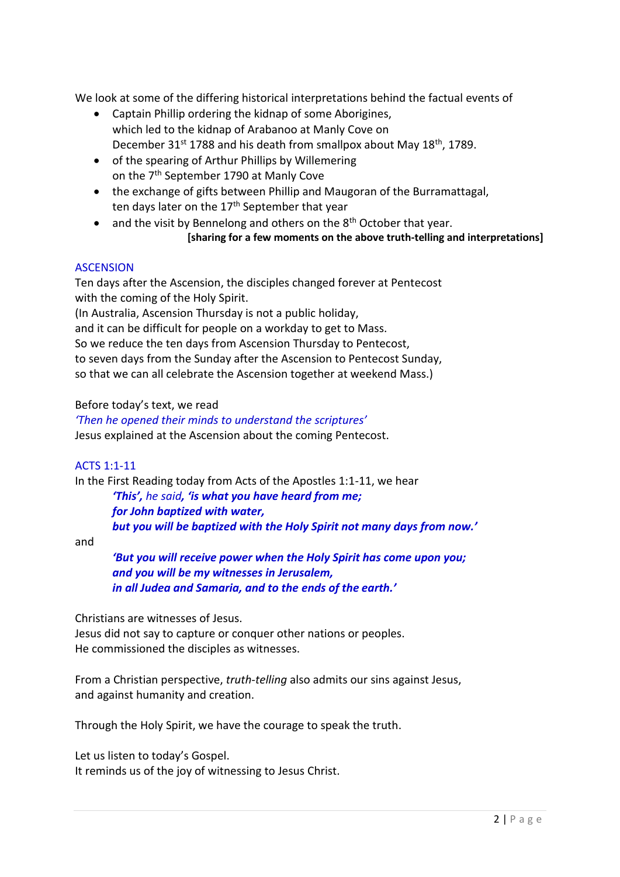We look at some of the differing historical interpretations behind the factual events of

- Captain Phillip ordering the kidnap of some Aborigines,
  which led to the kidnap of Arabanoo at Manly Cove on
  December 31st 1788 and his death from smallpox about May 18th, 1789.
- of the spearing of Arthur Phillips by Willemering
  on the 7th September 1790 at Manly Cove
- the exchange of gifts between Phillip and Maugoran of the Burramattagal,
  ten days later on the 17th September that year
- and the visit by Bennelong and others on the 8th October that year.

**[sharing for a few moments on the above truth-telling and interpretations]**

## ASCENSION

Ten days after the Ascension, the disciples changed forever at Pentecost
with the coming of the Holy Spirit.
(In Australia, Ascension Thursday is not a public holiday,
and it can be difficult for people on a workday to get to Mass.
So we reduce the ten days from Ascension Thursday to Pentecost,
to seven days from the Sunday after the Ascension to Pentecost Sunday,
so that we can all celebrate the Ascension together at weekend Mass.)

Before today's text, we read
*'Then he opened their minds to understand the scriptures'*
Jesus explained at the Ascension about the coming Pentecost.

## ACTS 1:1-11

In the First Reading today from Acts of the Apostles 1:1-11, we hear

> ***'This',** he said, **'is what you have heard from me;***
> ***for John baptized with water,***
> ***but you will be baptized with the Holy Spirit not many days from now.'***

and

> ***'But you will receive power when the Holy Spirit has come upon you;***
> ***and you will be my witnesses in Jerusalem,***
> ***in all Judea and Samaria, and to the ends of the earth.'***

Christians are witnesses of Jesus.
Jesus did not say to capture or conquer other nations or peoples.
He commissioned the disciples as witnesses.

From a Christian perspective, *truth-telling* also admits our sins against Jesus,
and against humanity and creation.

Through the Holy Spirit, we have the courage to speak the truth.

Let us listen to today's Gospel.
It reminds us of the joy of witnessing to Jesus Christ.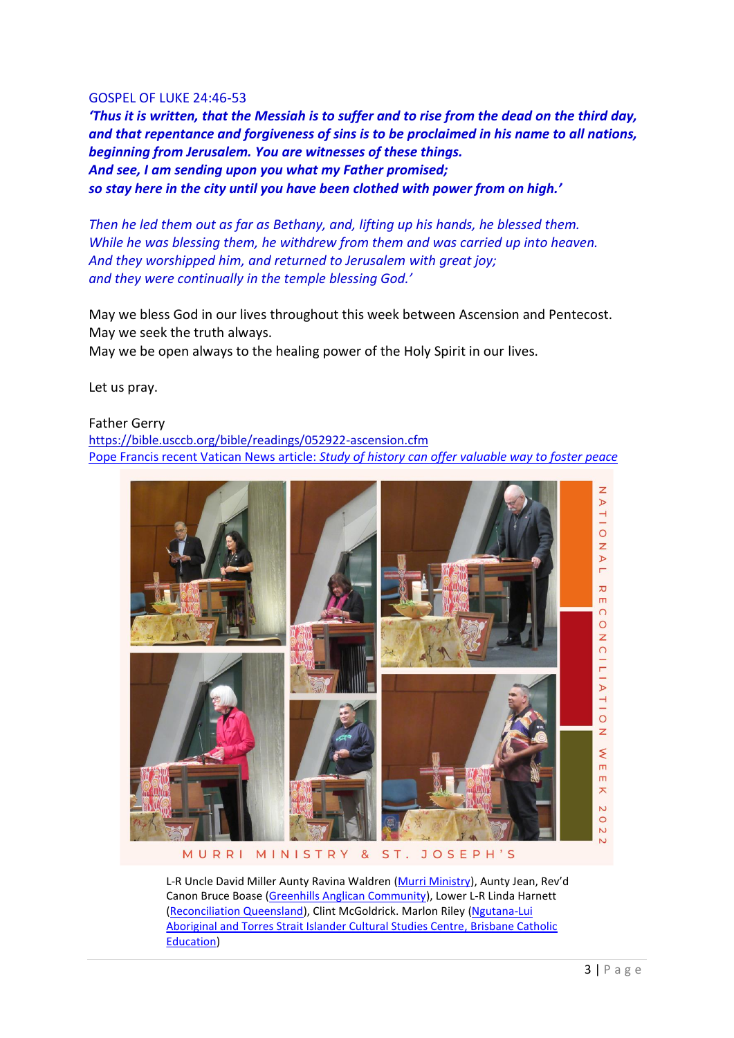GOSPEL OF LUKE 24:46-53

***'Thus it is written, that the Messiah is to suffer and to rise from the dead on the third day, and that repentance and forgiveness of sins is to be proclaimed in his name to all nations, beginning from Jerusalem. You are witnesses of these things.***
***And see, I am sending upon you what my Father promised;***
***so stay here in the city until you have been clothed with power from on high.'***

*Then he led them out as far as Bethany, and, lifting up his hands, he blessed them.*
*While he was blessing them, he withdrew from them and was carried up into heaven.*
*And they worshipped him, and returned to Jerusalem with great joy;*
*and they were continually in the temple blessing God.'*

May we bless God in our lives throughout this week between Ascension and Pentecost.
May we seek the truth always.
May we be open always to the healing power of the Holy Spirit in our lives.

Let us pray.

Father Gerry
https://bible.usccb.org/bible/readings/052922-ascension.cfm
Pope Francis recent Vatican News article: *Study of history can offer valuable way to foster peace*

NATIONAL RECONCILIATION WEEK 2022

MURRI MINISTRY & ST. JOSEPH'S

L-R Uncle David Miller Aunty Ravina Waldren (Murri Ministry), Aunty Jean, Rev'd Canon Bruce Boase (Greenhills Anglican Community), Lower L-R Linda Harnett (Reconciliation Queensland), Clint McGoldrick. Marlon Riley (Ngutana-Lui Aboriginal and Torres Strait Islander Cultural Studies Centre, Brisbane Catholic Education)